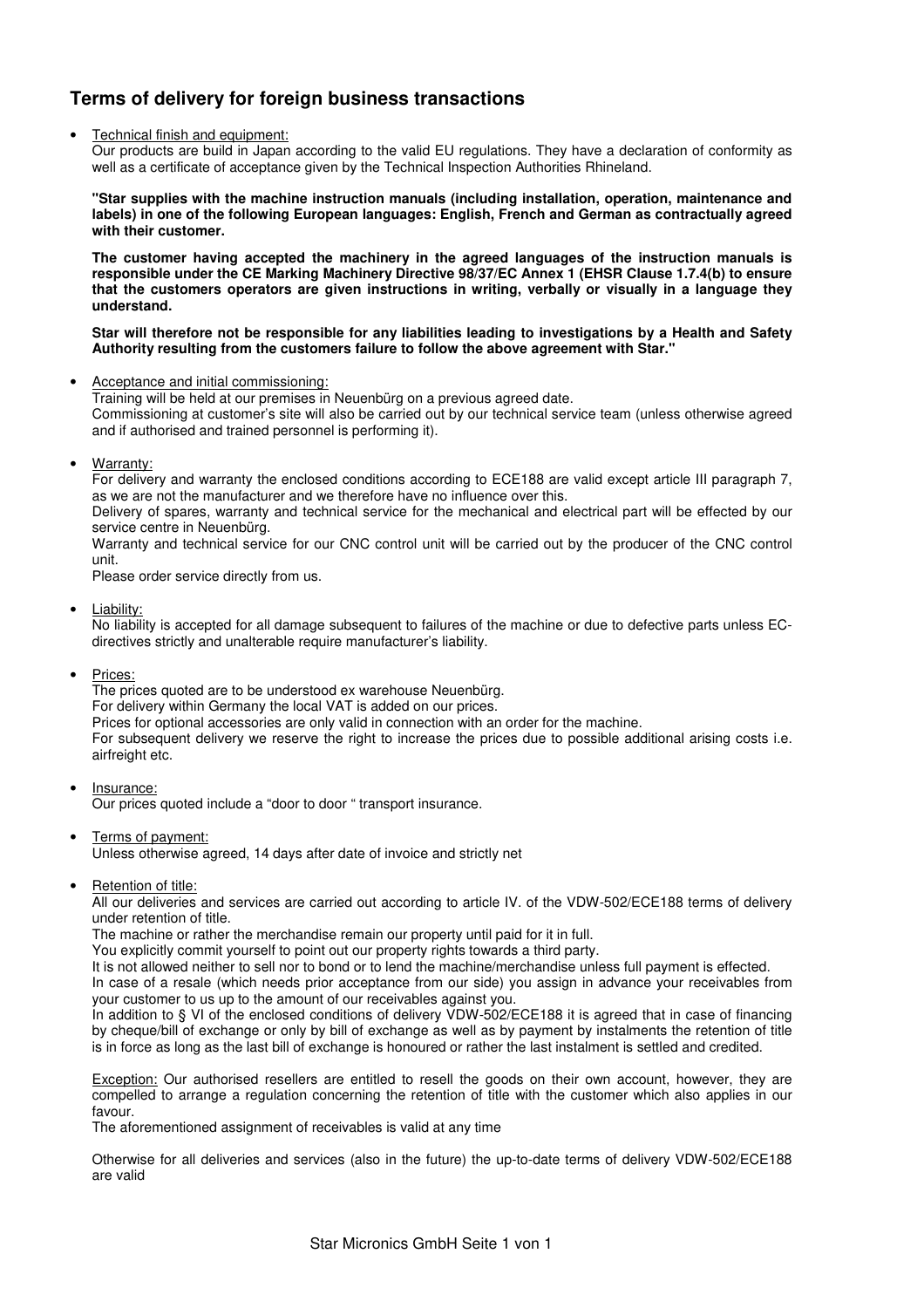## Terms of delivery for foreign business transactions

- Technical finish and equipment:
  Our products are build in Japan according to the valid EU regulations. They have a declaration of conformity as well as a certificate of acceptance given by the Technical Inspection Authorities Rhineland.

  **"Star supplies with the machine instruction manuals (including installation, operation, maintenance and labels) in one of the following European languages: English, French and German as contractually agreed with their customer.**

  **The customer having accepted the machinery in the agreed languages of the instruction manuals is responsible under the CE Marking Machinery Directive 98/37/EC Annex 1 (EHSR Clause 1.7.4(b) to ensure that the customers operators are given instructions in writing, verbally or visually in a language they understand.**

  **Star will therefore not be responsible for any liabilities leading to investigations by a Health and Safety Authority resulting from the customers failure to follow the above agreement with Star."**

- Acceptance and initial commissioning:
  Training will be held at our premises in Neuenbürg on a previous agreed date.
  Commissioning at customer's site will also be carried out by our technical service team (unless otherwise agreed and if authorised and trained personnel is performing it).

- Warranty:
  For delivery and warranty the enclosed conditions according to ECE188 are valid except article III paragraph 7, as we are not the manufacturer and we therefore have no influence over this.
  Delivery of spares, warranty and technical service for the mechanical and electrical part will be effected by our service centre in Neuenbürg.
  Warranty and technical service for our CNC control unit will be carried out by the producer of the CNC control unit.
  Please order service directly from us.

- Liability:
  No liability is accepted for all damage subsequent to failures of the machine or due to defective parts unless EC-directives strictly and unalterable require manufacturer's liability.

- Prices:
  The prices quoted are to be understood ex warehouse Neuenbürg.
  For delivery within Germany the local VAT is added on our prices.
  Prices for optional accessories are only valid in connection with an order for the machine.
  For subsequent delivery we reserve the right to increase the prices due to possible additional arising costs i.e. airfreight etc.

- Insurance:
  Our prices quoted include a "door to door " transport insurance.

- Terms of payment:
  Unless otherwise agreed, 14 days after date of invoice and strictly net

- Retention of title:
  All our deliveries and services are carried out according to article IV. of the VDW-502/ECE188 terms of delivery under retention of title.
  The machine or rather the merchandise remain our property until paid for it in full.
  You explicitly commit yourself to point out our property rights towards a third party.
  It is not allowed neither to sell nor to bond or to lend the machine/merchandise unless full payment is effected.
  In case of a resale (which needs prior acceptance from our side) you assign in advance your receivables from your customer to us up to the amount of our receivables against you.
  In addition to § VI of the enclosed conditions of delivery VDW-502/ECE188 it is agreed that in case of financing by cheque/bill of exchange or only by bill of exchange as well as by payment by instalments the retention of title is in force as long as the last bill of exchange is honoured or rather the last instalment is settled and credited.

  Exception: Our authorised resellers are entitled to resell the goods on their own account, however, they are compelled to arrange a regulation concerning the retention of title with the customer which also applies in our favour.
  The aforementioned assignment of receivables is valid at any time

  Otherwise for all deliveries and services (also in the future) the up-to-date terms of delivery VDW-502/ECE188 are valid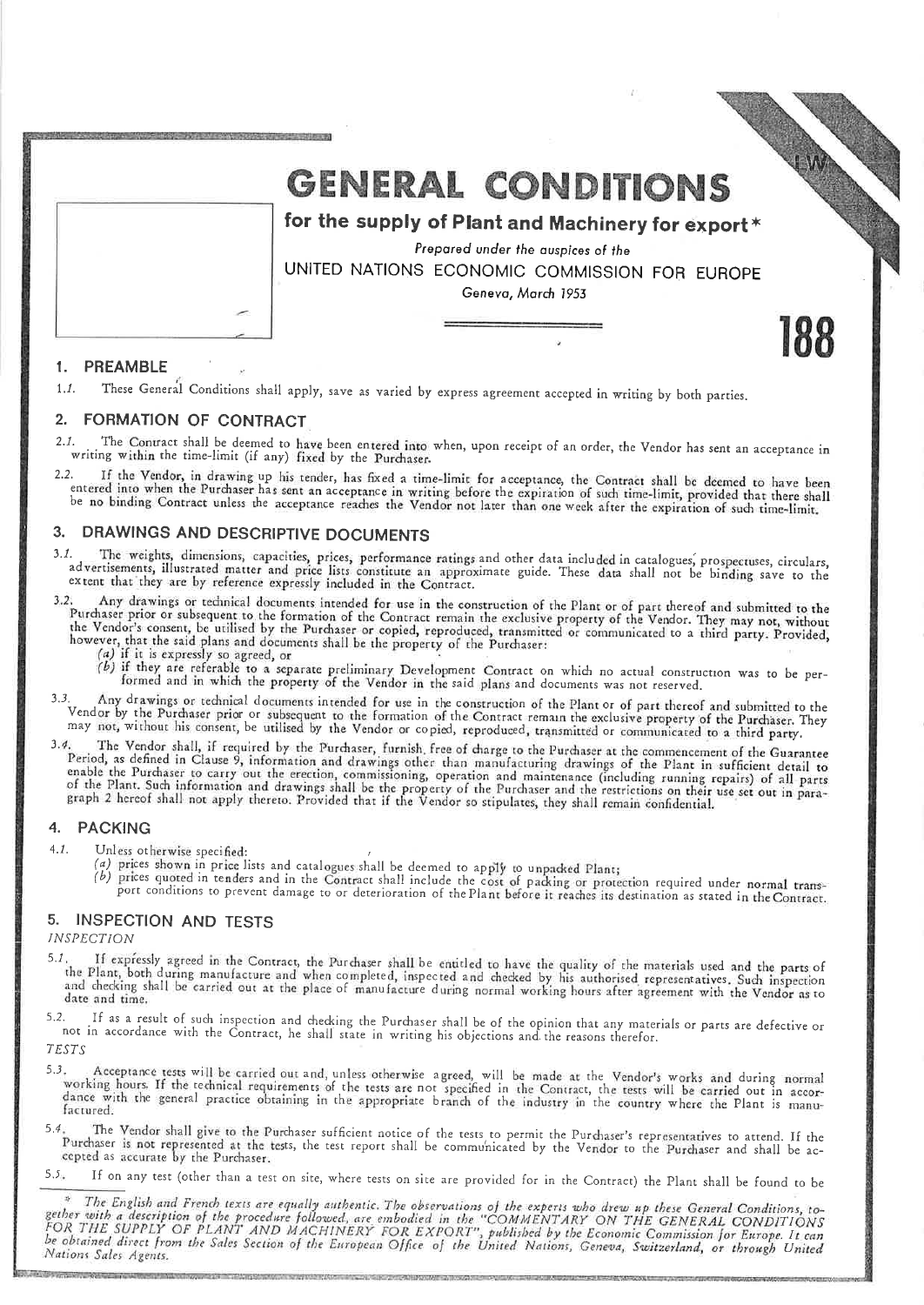# GENERAL CONDITIONS

## for the supply of Plant and Machinery for export*

*Prepared under the auspices of the*

UNITED NATIONS ECONOMIC COMMISSION FOR EUROPE

*Geneva, March 1953*

188

## 1. PREAMBLE

*1.1.* These General Conditions shall apply, save as varied by express agreement accepted in writing by both parties.

## 2. FORMATION OF CONTRACT

*2.1.* The Contract shall be deemed to have been entered into when, upon receipt of an order, the Vendor has sent an acceptance in writing within the time-limit (if any) fixed by the Purchaser.

2.2. If the Vendor, in drawing up his tender, has fixed a time-limit for acceptance, the Contract shall be deemed to have been entered into when the Purchaser has sent an acceptance in writing before the expiration of such time-limit, provided that there shall be no binding Contract unless the acceptance reaches the Vendor not later than one week after the expiration of such time-limit.

## 3. DRAWINGS AND DESCRIPTIVE DOCUMENTS

*3.1.* The weights, dimensions, capacities, prices, performance ratings and other data included in catalogues, prospectuses, circulars, advertisements, illustrated matter and price lists constitute an approximate guide. These data shall not be binding save to the extent that they are by reference expressly included in the Contract.

3.2. Any drawings or technical documents intended for use in the construction of the Plant or of part thereof and submitted to the Purchaser prior or subsequent to the formation of the Contract remain the exclusive property of the Vendor. They may not, without the Vendor's consent, be utilised by the Purchaser or copied, reproduced, transmitted or communicated to a third party. Provided, however, that the said plans and documents shall be the property of the Purchaser:

*(a)* if it is expressly so agreed, or

*(b)* if they are referable to a separate preliminary Development Contract on which no actual construction was to be performed and in which the property of the Vendor in the said plans and documents was not reserved.

3.3. Any drawings or technical documents intended for use in the construction of the Plant or of part thereof and submitted to the Vendor by the Purchaser prior or subsequent to the formation of the Contract remain the exclusive property of the Purchaser. They may not, without his consent, be utilised by the Vendor or copied, reproduced, transmitted or communicated to a third party.

*3.4.* The Vendor shall, if required by the Purchaser, furnish free of charge to the Purchaser at the commencement of the Guarantee Period, as defined in Clause 9, information and drawings other than manufacturing drawings of the Plant in sufficient detail to enable the Purchaser to carry out the erection, commissioning, operation and maintenance (including running repairs) of all parts of the Plant. Such information and drawings shall be the property of the Purchaser and the restrictions on their use set out in paragraph 2 hereof shall not apply thereto. Provided that if the Vendor so stipulates, they shall remain confidential.

## 4. PACKING

*4.1.* Unless otherwise specified:

*(a)* prices shown in price lists and catalogues shall be deemed to apply to unpacked Plant;

*(b)* prices quoted in tenders and in the Contract shall include the cost of packing or protection required under normal transport conditions to prevent damage to or deterioration of the Plant before it reaches its destination as stated in the Contract.

## 5. INSPECTION AND TESTS

*INSPECTION*

*5.1.* If expressly agreed in the Contract, the Purchaser shall be entitled to have the quality of the materials used and the parts of the Plant, both during manufacture and when completed, inspected and checked by his authorised representatives. Such inspection and checking shall be carried out at the place of manufacture during normal working hours after agreement with the Vendor as to date and time.

5.2. If as a result of such inspection and checking the Purchaser shall be of the opinion that any materials or parts are defective or not in accordance with the Contract, he shall state in writing his objections and the reasons therefor.

*TESTS*

5.3. Acceptance tests will be carried out and, unless otherwise agreed, will be made at the Vendor's works and during normal working hours. If the technical requirements of the tests are not specified in the Contract, the tests will be carried out in accordance with the general practice obtaining in the appropriate branch of the industry in the country where the Plant is manufactured.

*5.4.* The Vendor shall give to the Purchaser sufficient notice of the tests to permit the Purchaser's representatives to attend. If the Purchaser is not represented at the tests, the test report shall be communicated by the Vendor to the Purchaser and shall be accepted as accurate by the Purchaser.

*5.5.* If on any test (other than a test on site, where tests on site are provided for in the Contract) the Plant shall be found to be

\* *The English and French texts are equally authentic. The observations of the experts who drew up these General Conditions, together with a description of the procedure followed, are embodied in the "COMMENTARY ON THE GENERAL CONDITIONS FOR THE SUPPLY OF PLANT AND MACHINERY FOR EXPORT", published by the Economic Commission for Europe. It can be obtained direct from the Sales Section of the European Office of the United Nations, Geneva, Switzerland, or through United Nations Sales Agents.*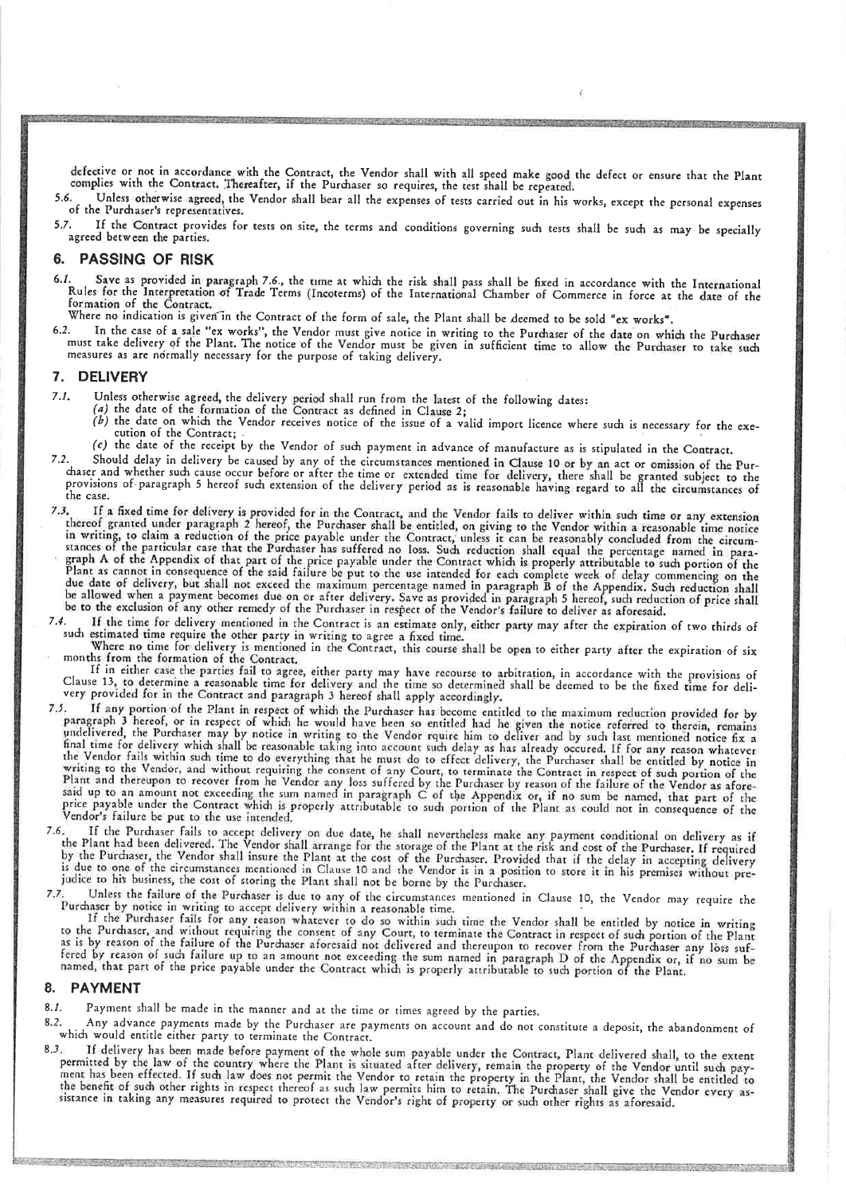defective or not in accordance with the Contract, the Vendor shall with all speed make good the defect or ensure that the Plant complies with the Contract. Thereafter, if the Purchaser so requires, the test shall be repeated.

5.6. Unless otherwise agreed, the Vendor shall bear all the expenses of tests carried out in his works, except the personal expenses of the Purchaser's representatives.

5.7. If the Contract provides for tests on site, the terms and conditions governing such tests shall be such as may be specially agreed between the parties.

## 6. PASSING OF RISK

6.1. Save as provided in paragraph 7.6., the time at which the risk shall pass shall be fixed in accordance with the International Rules for the Interpretation of Trade Terms (Incoterms) of the International Chamber of Commerce in force at the date of the formation of the Contract.

Where no indication is given in the Contract of the form of sale, the Plant shall be deemed to be sold "ex works".

6.2. In the case of a sale "ex works", the Vendor must give notice in writing to the Purchaser of the date on which the Purchaser must take delivery of the Plant. The notice of the Vendor must be given in sufficient time to allow the Purchaser to take such measures as are normally necessary for the purpose of taking delivery.

## 7. DELIVERY

7.1. Unless otherwise agreed, the delivery period shall run from the latest of the following dates:

(a) the date of the formation of the Contract as defined in Clause 2;

(b) the date on which the Vendor receives notice of the issue of a valid import licence where such is necessary for the execution of the Contract;

(c) the date of the receipt by the Vendor of such payment in advance of manufacture as is stipulated in the Contract.

7.2. Should delay in delivery be caused by any of the circumstances mentioned in Clause 10 or by an act or omission of the Purchaser and whether such cause occur before or after the time or extended time for delivery, there shall be granted subject to the provisions of paragraph 5 hereof such extension of the delivery period as is reasonable having regard to all the circumstances of the case.

7.3. If a fixed time for delivery is provided for in the Contract, and the Vendor fails to deliver within such time or any extension thereof granted under paragraph 2 hereof, the Purchaser shall be entitled, on giving to the Vendor within a reasonable time notice in writing, to claim a reduction of the price payable under the Contract, unless it can be reasonably concluded from the circumstances of the particular case that the Purchaser has suffered no loss. Such reduction shall equal the percentage named in paragraph A of the Appendix of that part of the price payable under the Contract which is properly attributable to such portion of the Plant as cannot in consequence of the said failure be put to the use intended for each complete week of delay commencing on the due date of delivery, but shall not exceed the maximum percentage named in paragraph B of the Appendix. Such reduction shall be allowed when a payment becomes due on or after delivery. Save as provided in paragraph 5 hereof, such reduction of price shall be to the exclusion of any other remedy of the Purchaser in respect of the Vendor's failure to deliver as aforesaid.

7.4. If the time for delivery mentioned in the Contract is an estimate only, either party may after the expiration of two thirds of such estimated time require the other party in writing to agree a fixed time.

Where no time for delivery is mentioned in the Contract, this course shall be open to either party after the expiration of six months from the formation of the Contract.

If in either case the parties fail to agree, either party may have recourse to arbitration, in accordance with the provisions of Clause 13, to determine a reasonable time for delivery and the time so determined shall be deemed to be the fixed time for delivery provided for in the Contract and paragraph 3 hereof shall apply accordingly.

7.5. If any portion of the Plant in respect of which the Purchaser has become entitled to the maximum reduction provided for by paragraph 3 hereof, or in respect of which he would have been so entitled had he given the notice referred to therein, remains undelivered, the Purchaser may by notice in writing to the Vendor rquire him to deliver and by such last mentioned notice fix a final time for delivery which shall be reasonable taking into account such delay as has already occured. If for any reason whatever the Vendor fails within such time to do everything that he must do to effect delivery, the Purchaser shall be entitled by notice in writing to the Vendor, and without requiring the consent of any Court, to terminate the Contract in respect of such portion of the Plant and thereupon to recover from he Vendor any loss suffered by the Purchaser by reason of the failure of the Vendor as aforesaid up to an amount not exceeding the sum named in paragraph C of the Appendix or, if no sum be named, that part of the price payable under the Contract which is properly attributable to such portion of the Plant as could not in consequence of the Vendor's failure be put to the use intended.

7.6. If the Purchaser fails to accept delivery on due date, he shall nevertheless make any payment conditional on delivery as if the Plant had been delivered. The Vendor shall arrange for the storage of the Plant at the risk and cost of the Purchaser. If required by the Purchaser, the Vendor shall insure the Plant at the cost of the Purchaser. Provided that if the delay in accepting delivery is due to one of the circumstances mentioned in Clause 10 and the Vendor is in a position to store it in his premises without prejudice to his business, the cost of storing the Plant shall not be borne by the Purchaser.

7.7. Unless the failure of the Purchaser is due to any of the circumstances mentioned in Clause 10, the Vendor may require the Purchaser by notice in writing to accept delivery within a reasonable time.

If the Purchaser fails for any reason whatever to do so within such time the Vendor shall be entitled by notice in writing to the Purchaser, and without requiring the consent of any Court, to terminate the Contract in respect of such portion of the Plant as is by reason of the failure of the Purchaser aforesaid not delivered and thereupon to recover from the Purchaser any loss suffered by reason of such failure up to an amount not exceeding the sum named in paragraph D of the Appendix or, if no sum be named, that part of the price payable under the Contract which is properly attributable to such portion of the Plant.

## 8. PAYMENT

8.1. Payment shall be made in the manner and at the time or times agreed by the parties.

8.2. Any advance payments made by the Purchaser are payments on account and do not constitute a deposit, the abandonment of which would entitle either party to terminate the Contract.

8.3. If delivery has been made before payment of the whole sum payable under the Contract, Plant delivered shall, to the extent permitted by the law of the country where the Plant is situated after delivery, remain the property of the Vendor until such payment has been effected. If such law does not permit the Vendor to retain the property in the Plant, the Vendor shall be entitled to the benefit of such other rights in respect thereof as such law permits him to retain. The Purchaser shall give the Vendor every assistance in taking any measures required to protect the Vendor's right of property or such other rights as aforesaid.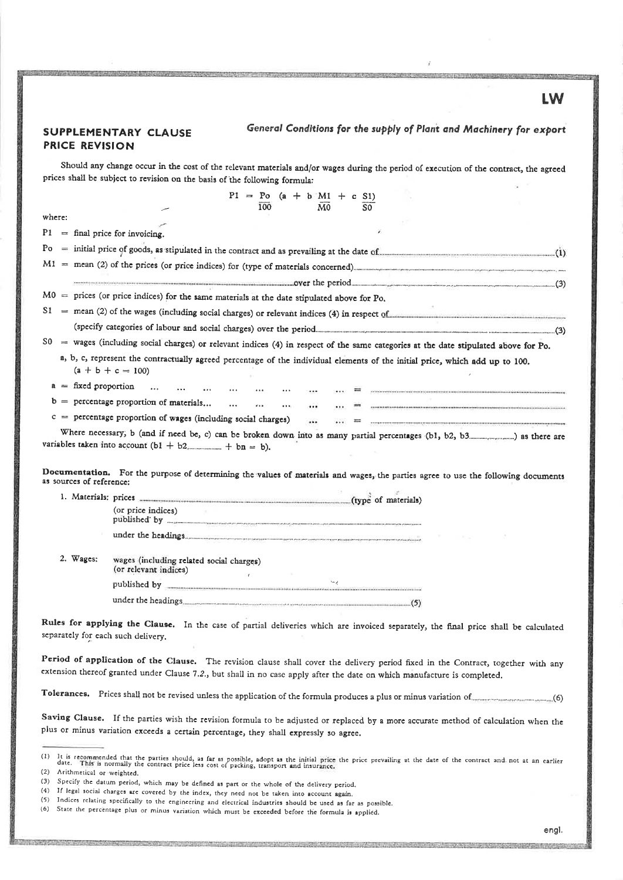LW

## SUPPLEMENTARY CLAUSE PRICE REVISION

*General Conditions for the supply of Plant and Machinery for export*

Should any change occur in the cost of the relevant materials and/or wages during the period of execution of the contract, the agreed prices shall be subject to revision on the basis of the following formula:

$$P1 = \frac{Po}{100}\left(a + b\frac{M1}{M0} + c\frac{S1}{S0}\right)$$

where:

P1 = final price for invoicing.

Po = initial price of goods, as stipulated in the contract and as prevailing at the date of.............................................................(1)

M1 = mean (2) of the prices (or price indices) for (type of materials concerned).............................................................

.............................................................over the period.............................................................(3)

M0 = prices (or price indices) for the same materials at the date stipulated above for Po.

S1 = mean (2) of the wages (including social charges) or relevant indices (4) in respect of.............................................................

(specify categories of labour and social charges) over the period.............................................................(3)

S0 = wages (including social charges) or relevant indices (4) in respect of the same categories at the date stipulated above for Po.

a, b, c, represent the contractually agreed percentage of the individual elements of the initial price, which add up to 100. $(a + b + c = 100)$

a = fixed proportion ... ... ... ... ... ... ... ... = .............................................................

b = percentage proportion of materials... ... ... ... ... ... = .............................................................

c = percentage proportion of wages (including social charges) ... ... = .............................................................

Where necessary, b (and if need be, c) can be broken down into as many partial percentages (b1, b2, b3..................) as there are variables taken into account (b1 + b2.................. + bn = b).

**Documentation.** For the purpose of determining the values of materials and wages, the parties agree to use the following documents as sources of reference:

1. Materials: prices .............................................................(type of materials)
   (or price indices)
   published by .............................................................
   under the headings.............................................................

2. Wages: wages (including related social charges)
   (or relevant indices)
   published by .............................................................
   under the headings.............................................................(5)

**Rules for applying the Clause.** In the case of partial deliveries which are invoiced separately, the final price shall be calculated separately for each such delivery.

**Period of application of the Clause.** The revision clause shall cover the delivery period fixed in the Contract, together with any extension thereof granted under Clause 7.2., but shall in no case apply after the date on which manufacture is completed.

**Tolerances.** Prices shall not be revised unless the application of the formula produces a plus or minus variation of.................................(6)

**Saving Clause.** If the parties wish the revision formula to be adjusted or replaced by a more accurate method of calculation when the plus or minus variation exceeds a certain percentage, they shall expressly so agree.

---

(1) It is recommended that the parties should, as far as possible, adopt as the initial price the price prevailing at the date of the contract and not at an earlier date. This is normally the contract price less cost of packing, transport and insurance.
(2) Arithmetical or weighted.
(3) Specify the datum period, which may be defined as part or the whole of the delivery period.
(4) If legal social charges are covered by the index, they need not be taken into account again.
(5) Indices relating specifically to the engineering and electrical industries should be used as far as possible.
(6) State the percentage plus or minus variation which must be exceeded before the formula is applied.

engl.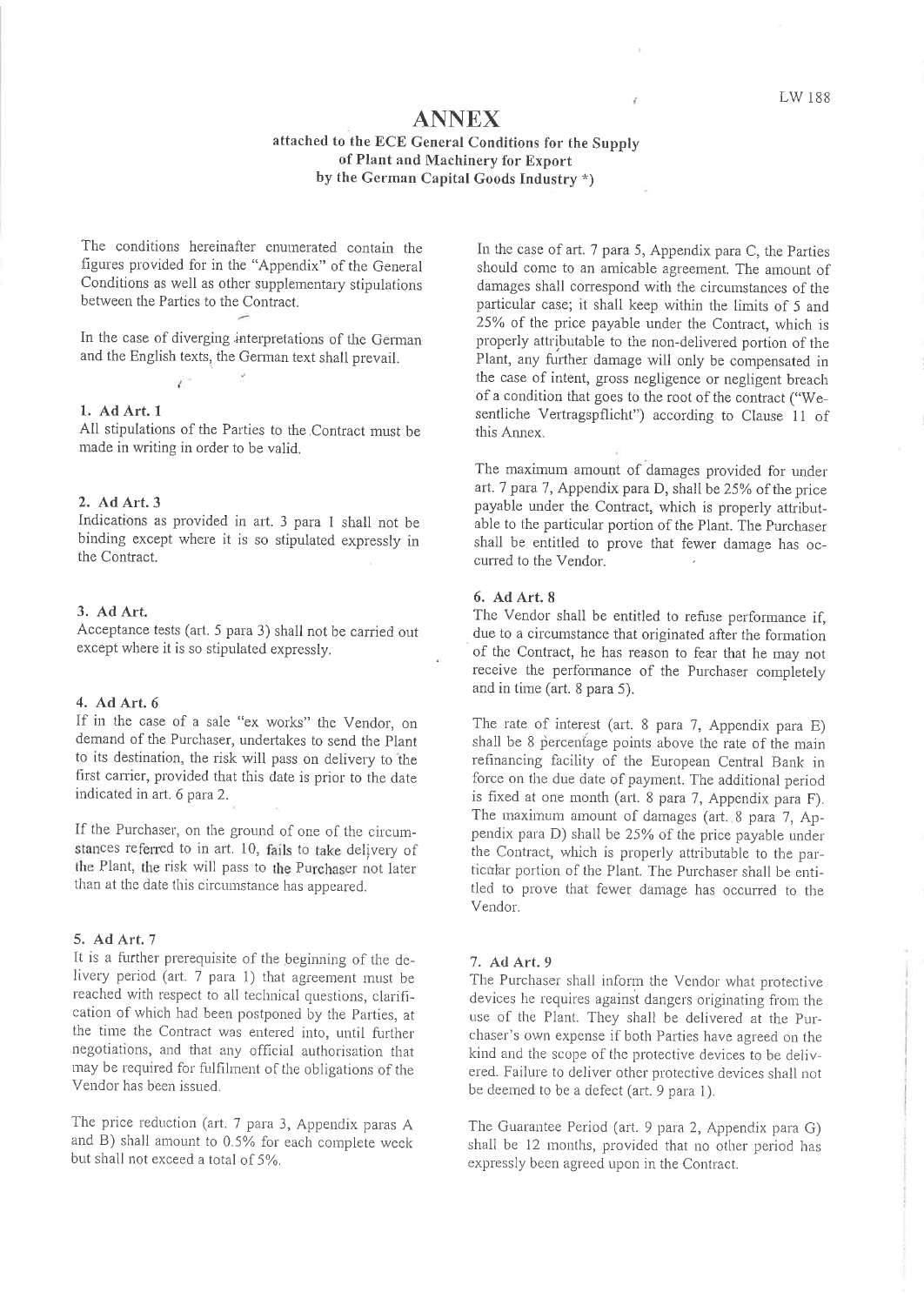# ANNEX

### attached to the ECE General Conditions for the Supply of Plant and Machinery for Export by the German Capital Goods Industry *)

The conditions hereinafter enumerated contain the figures provided for in the "Appendix" of the General Conditions as well as other supplementary stipulations between the Parties to the Contract.

In the case of diverging interpretations of the German and the English texts, the German text shall prevail.

#### 1. Ad Art. 1

All stipulations of the Parties to the Contract must be made in writing in order to be valid.

#### 2. Ad Art. 3

Indications as provided in art. 3 para 1 shall not be binding except where it is so stipulated expressly in the Contract.

#### 3. Ad Art.

Acceptance tests (art. 5 para 3) shall not be carried out except where it is so stipulated expressly.

#### 4. Ad Art. 6

If in the case of a sale "ex works" the Vendor, on demand of the Purchaser, undertakes to send the Plant to its destination, the risk will pass on delivery to the first carrier, provided that this date is prior to the date indicated in art. 6 para 2.

If the Purchaser, on the ground of one of the circumstances referred to in art. 10, fails to take delivery of the Plant, the risk will pass to the Purchaser not later than at the date this circumstance has appeared.

#### 5. Ad Art. 7

It is a further prerequisite of the beginning of the delivery period (art. 7 para 1) that agreement must be reached with respect to all technical questions, clarification of which had been postponed by the Parties, at the time the Contract was entered into, until further negotiations, and that any official authorisation that may be required for fulfilment of the obligations of the Vendor has been issued.

The price reduction (art. 7 para 3, Appendix paras A and B) shall amount to 0.5% for each complete week but shall not exceed a total of 5%.

In the case of art. 7 para 5, Appendix para C, the Parties should come to an amicable agreement. The amount of damages shall correspond with the circumstances of the particular case; it shall keep within the limits of 5 and 25% of the price payable under the Contract, which is properly attributable to the non-delivered portion of the Plant, any further damage will only be compensated in the case of intent, gross negligence or negligent breach of a condition that goes to the root of the contract ("Wesentliche Vertragspflicht") according to Clause 11 of this Annex.

The maximum amount of damages provided for under art. 7 para 7, Appendix para D, shall be 25% of the price payable under the Contract, which is properly attributable to the particular portion of the Plant. The Purchaser shall be entitled to prove that fewer damage has occurred to the Vendor.

#### 6. Ad Art. 8

The Vendor shall be entitled to refuse performance if, due to a circumstance that originated after the formation of the Contract, he has reason to fear that he may not receive the performance of the Purchaser completely and in time (art. 8 para 5).

The rate of interest (art. 8 para 7, Appendix para E) shall be 8 percentage points above the rate of the main refinancing facility of the European Central Bank in force on the due date of payment. The additional period is fixed at one month (art. 8 para 7, Appendix para F). The maximum amount of damages (art. 8 para 7, Appendix para D) shall be 25% of the price payable under the Contract, which is properly attributable to the particular portion of the Plant. The Purchaser shall be entitled to prove that fewer damage has occurred to the Vendor.

#### 7. Ad Art. 9

The Purchaser shall inform the Vendor what protective devices he requires against dangers originating from the use of the Plant. They shall be delivered at the Purchaser's own expense if both Parties have agreed on the kind and the scope of the protective devices to be delivered. Failure to deliver other protective devices shall not be deemed to be a defect (art. 9 para 1).

The Guarantee Period (art. 9 para 2, Appendix para G) shall be 12 months, provided that no other period has expressly been agreed upon in the Contract.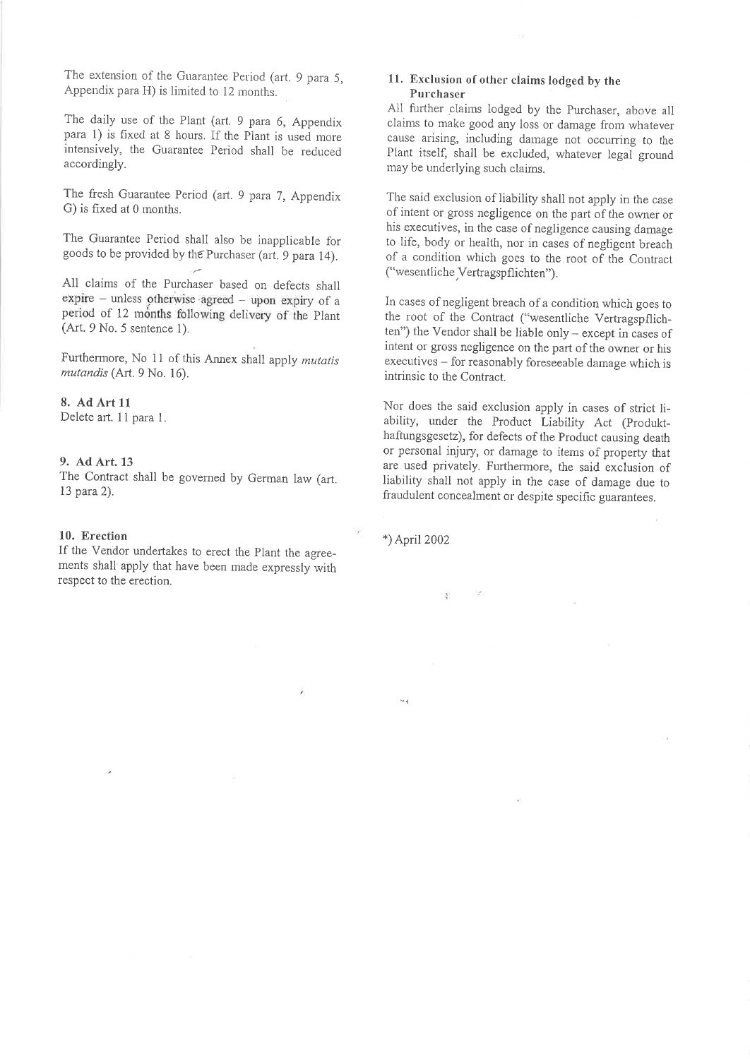The extension of the Guarantee Period (art. 9 para 5, Appendix para H) is limited to 12 months.

The daily use of the Plant (art. 9 para 6, Appendix para 1) is fixed at 8 hours. If the Plant is used more intensively, the Guarantee Period shall be reduced accordingly.

The fresh Guarantee Period (art. 9 para 7, Appendix G) is fixed at 0 months.

The Guarantee Period shall also be inapplicable for goods to be provided by the Purchaser (art. 9 para 14).

All claims of the Purchaser based on defects shall expire – unless otherwise agreed – upon expiry of a period of 12 months following delivery of the Plant (Art. 9 No. 5 sentence 1).

Furthermore, No 11 of this Annex shall apply *mutatis mutandis* (Art. 9 No. 16).

**8. Ad Art 11**

Delete art. 11 para 1.

**9. Ad Art. 13**

The Contract shall be governed by German law (art. 13 para 2).

**10. Erection**

If the Vendor undertakes to erect the Plant the agreements shall apply that have been made expressly with respect to the erection.

**11. Exclusion of other claims lodged by the Purchaser**

All further claims lodged by the Purchaser, above all claims to make good any loss or damage from whatever cause arising, including damage not occurring to the Plant itself, shall be excluded, whatever legal ground may be underlying such claims.

The said exclusion of liability shall not apply in the case of intent or gross negligence on the part of the owner or his executives, in the case of negligence causing damage to life, body or health, nor in cases of negligent breach of a condition which goes to the root of the Contract ("wesentliche Vertragspflichten").

In cases of negligent breach of a condition which goes to the root of the Contract ("wesentliche Vertragspflichten") the Vendor shall be liable only – except in cases of intent or gross negligence on the part of the owner or his executives – for reasonably foreseeable damage which is intrinsic to the Contract.

Nor does the said exclusion apply in cases of strict liability, under the Product Liability Act (Produkthaftungsgesetz), for defects of the Product causing death or personal injury, or damage to items of property that are used privately. Furthermore, the said exclusion of liability shall not apply in the case of damage due to fraudulent concealment or despite specific guarantees.

*) April 2002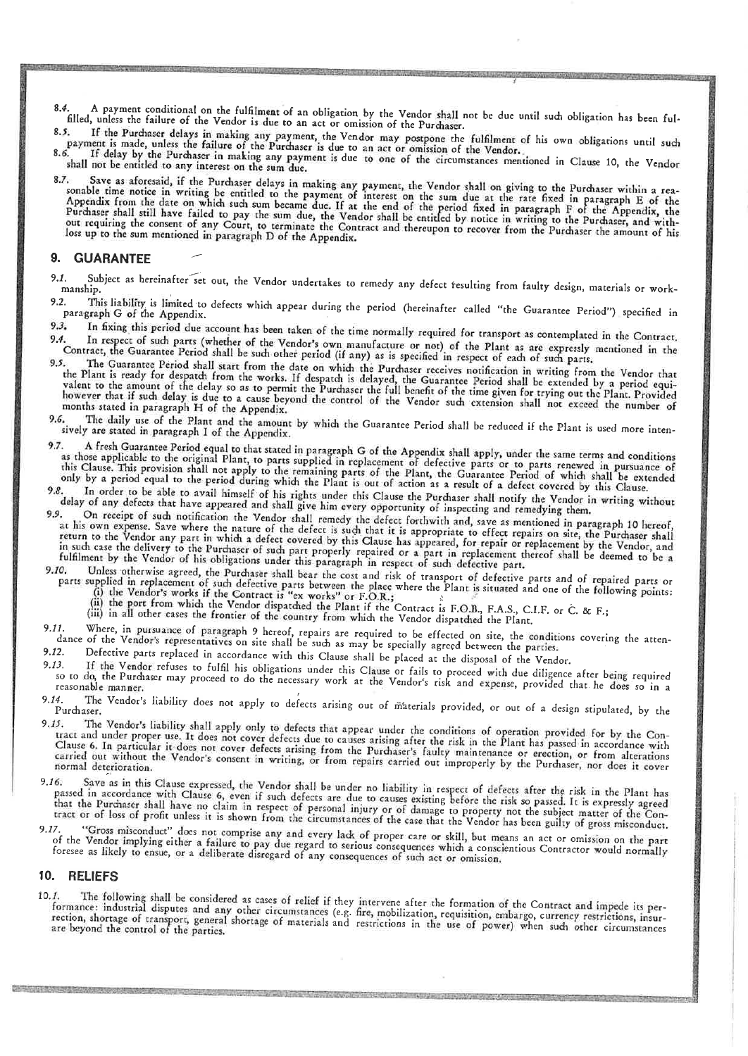8.4. A payment conditional on the fulfilment of an obligation by the Vendor shall not be due until such obligation has been fulfilled, unless the failure of the Vendor is due to an act or omission of the Purchaser.

8.5. If the Purchaser delays in making any payment, the Vendor may postpone the fulfilment of his own obligations until such payment is made, unless the failure of the Purchaser is due to an act or omission of the Vendor.

8.6. If delay by the Purchaser in making any payment is due to one of the circumstances mentioned in Clause 10, the Vendor shall not be entitled to any interest on the sum due.

8.7. Save as aforesaid, if the Purchaser delays in making any payment, the Vendor shall on giving to the Purchaser within a reasonable time notice in writing be entitled to the payment of interest on the sum due at the rate fixed in paragraph E of the Appendix from the date on which such sum became due. If at the end of the period fixed in paragraph F of the Appendix, the Purchaser shall still have failed to pay the sum due, the Vendor shall be entitled by notice in writing to the Purchaser, and without requiring the consent of any Court, to terminate the Contract and thereupon to recover from the Purchaser the amount of his loss up to the sum mentioned in paragraph D of the Appendix.

## 9. GUARANTEE

9.1. Subject as hereinafter set out, the Vendor undertakes to remedy any defect resulting from faulty design, materials or workmanship.

9.2. This liability is limited to defects which appear during the period (hereinafter called "the Guarantee Period") specified in paragraph G of the Appendix.

9.3. In fixing this period due account has been taken of the time normally required for transport as contemplated in the Contract.

9.4. In respect of such parts (whether of the Vendor's own manufacture or not) of the Plant as are expressly mentioned in the Contract, the Guarantee Period shall be such other period (if any) as is specified in respect of each of such parts.

9.5. The Guarantee Period shall start from the date on which the Purchaser receives notification in writing from the Vendor that the Plant is ready for despatch from the works. If despatch is delayed, the Guarantee Period shall be extended by a period equivalent to the amount of the delay so as to permit the Purchaser the full benefit of the time given for trying out the Plant. Provided however that if such delay is due to a cause beyond the control of the Vendor such extension shall not exceed the number of months stated in paragraph H of the Appendix.

9.6. The daily use of the Plant and the amount by which the Guarantee Period shall be reduced if the Plant is used more intensively are stated in paragraph I of the Appendix.

9.7. A fresh Guarantee Period equal to that stated in paragraph G of the Appendix shall apply, under the same terms and conditions as those applicable to the original Plant, to parts supplied in replacement of defective parts or to parts renewed in pursuance of this Clause. This provision shall not apply to the remaining parts of the Plant, the Guarantee Period of which shall be extended only by a period equal to the period during which the Plant is out of action as a result of a defect covered by this Clause.

9.8. In order to be able to avail himself of his rights under this Clause the Purchaser shall notify the Vendor in writing without delay of any defects that have appeared and shall give him every opportunity of inspecting and remedying them.

9.9. On receipt of such notification the Vendor shall remedy the defect forthwith and, save as mentioned in paragraph 10 hereof, at his own expense. Save where the nature of the defect is such that it is appropriate to effect repairs on site, the Purchaser shall return to the Vendor any part in which a defect covered by this Clause has appeared, for repair or replacement by the Vendor, and in such case the delivery to the Purchaser of such part properly repaired or a part in replacement thereof shall be deemed to be a fulfilment by the Vendor of his obligations under this paragraph in respect of such defective part.

9.10. Unless otherwise agreed, the Purchaser shall bear the cost and risk of transport of defective parts and of repaired parts or parts supplied in replacement of such defective parts between the place where the Plant is situated and one of the following points:

(i) the Vendor's works if the Contract is "ex works" or F.O.R.;

(ii) the port from which the Vendor dispatched the Plant if the Contract is F.O.B., F.A.S., C.I.F. or C. & F.;

(iii) in all other cases the frontier of the country from which the Vendor dispatched the Plant.

9.11. Where, in pursuance of paragraph 9 hereof, repairs are required to be effected on site, the conditions covering the attendance of the Vendor's representatives on site shall be such as may be specially agreed between the parties.

9.12. Defective parts replaced in accordance with this Clause shall be placed at the disposal of the Vendor.

9.13. If the Vendor refuses to fulfil his obligations under this Clause or fails to proceed with due diligence after being required so to do, the Purchaser may proceed to do the necessary work at the Vendor's risk and expense, provided that he does so in a reasonable manner.

9.14. The Vendor's liability does not apply to defects arising out of materials provided, or out of a design stipulated, by the Purchaser.

9.15. The Vendor's liability shall apply only to defects that appear under the conditions of operation provided for by the Contract and under proper use. It does not cover defects due to causes arising after the risk in the Plant has passed in accordance with Clause 6. In particular it does not cover defects arising from the Purchaser's faulty maintenance or erection, or from alterations carried out without the Vendor's consent in writing, or from repairs carried out improperly by the Purchaser, nor does it cover normal deterioration.

9.16. Save as in this Clause expressed, the Vendor shall be under no liability in respect of defects after the risk in the Plant has passed in accordance with Clause 6, even if such defects are due to causes existing before the risk so passed. It is expressly agreed that the Purchaser shall have no claim in respect of personal injury or of damage to property not the subject matter of the Contract or of loss of profit unless it is shown from the circumstances of the case that the Vendor has been guilty of gross misconduct.

9.17. "Gross misconduct" does not comprise any and every lack of proper care or skill, but means an act or omission on the part of the Vendor implying either a failure to pay due regard to serious consequences which a conscientious Contractor would normally foresee as likely to ensue, or a deliberate disregard of any consequences of such act or omission.

## 10. RELIEFS

10.1. The following shall be considered as cases of relief if they intervene after the formation of the Contract and impede its performance: industrial disputes and any other circumstances (e.g. fire, mobilization, requisition, embargo, currency restrictions, insurrection, shortage of transport, general shortage of materials and restrictions in the use of power) when such other circumstances are beyond the control of the parties.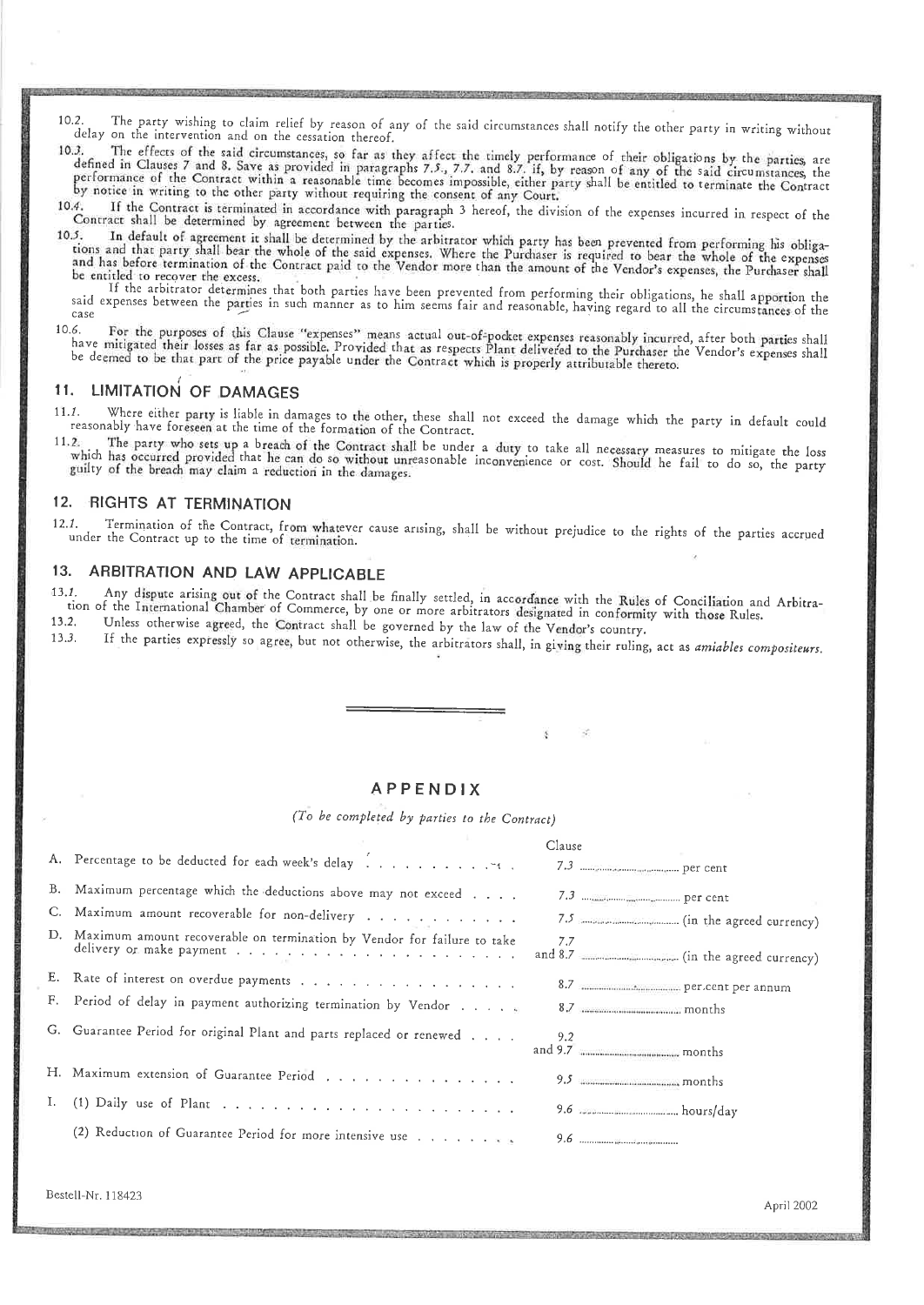10.2. The party wishing to claim relief by reason of any of the said circumstances shall notify the other party in writing without delay on the intervention and on the cessation thereof.

10.3. The effects of the said circumstances, so far as they affect the timely performance of their obligations by the parties, are defined in Clauses 7 and 8. Save as provided in paragraphs 7.5., 7.7. and 8.7. if, by reason of any of the said circumstances, the performance of the Contract within a reasonable time becomes impossible, either party shall be entitled to terminate the Contract by notice in writing to the other party without requiring the consent of any Court.

10.4. If the Contract is terminated in accordance with paragraph 3 hereof, the division of the expenses incurred in respect of the Contract shall be determined by agreement between the parties.

10.5. In default of agreement it shall be determined by the arbitrator which party has been prevented from performing his obligations and that party shall bear the whole of the said expenses. Where the Purchaser is required to bear the whole of the expenses and has before termination of the Contract paid to the Vendor more than the amount of the Vendor's expenses, the Purchaser shall be entitled to recover the excess.

If the arbitrator determines that both parties have been prevented from performing their obligations, he shall apportion the said expenses between the parties in such manner as to him seems fair and reasonable, having regard to all the circumstances of the case

10.6. For the purposes of this Clause "expenses" means actual out-of-pocket expenses reasonably incurred, after both parties shall have mitigated their losses as far as possible. Provided that as respects Plant delivered to the Purchaser the Vendor's expenses shall be deemed to be that part of the price payable under the Contract which is properly attributable thereto.

## 11. LIMITATION OF DAMAGES

11.1. Where either party is liable in damages to the other, these shall not exceed the damage which the party in default could reasonably have foreseen at the time of the formation of the Contract.

11.2. The party who sets up a breach of the Contract shall be under a duty to take all necessary measures to mitigate the loss which has occurred provided that he can do so without unreasonable inconvenience or cost. Should he fail to do so, the party guilty of the breach may claim a reduction in the damages.

## 12. RIGHTS AT TERMINATION

12.1. Termination of the Contract, from whatever cause arising, shall be without prejudice to the rights of the parties accrued under the Contract up to the time of termination.

## 13. ARBITRATION AND LAW APPLICABLE

13.1. Any dispute arising out of the Contract shall be finally settled, in accordance with the Rules of Conciliation and Arbitration of the International Chamber of Commerce, by one or more arbitrators designated in conformity with those Rules.

13.2. Unless otherwise agreed, the Contract shall be governed by the law of the Vendor's country.

13.3. If the parties expressly so agree, but not otherwise, the arbitrators shall, in giving their ruling, act as *amiables compositeurs.*

---

## APPENDIX

*(To be completed by parties to the Contract)*

| | | Clause | |
|---|---|---|---|
| A. | Percentage to be deducted for each week's delay | 7.3 | .................. per cent |
| B. | Maximum percentage which the deductions above may not exceed | 7.3 | .................. per cent |
| C. | Maximum amount recoverable for non-delivery | 7.5 | .................. (in the agreed currency) |
| D. | Maximum amount recoverable on termination by Vendor for failure to take delivery or make payment | 7.7 and 8.7 | .................. (in the agreed currency) |
| E. | Rate of interest on overdue payments | 8.7 | .................. per cent per annum |
| F. | Period of delay in payment authorizing termination by Vendor | 8.7 | .................. months |
| G. | Guarantee Period for original Plant and parts replaced or renewed | 9.2 and 9.7 | .................. months |
| H. | Maximum extension of Guarantee Period | 9.5 | .................. months |
| I. | (1) Daily use of Plant | 9.6 | .................. hours/day |
| | (2) Reduction of Guarantee Period for more intensive use | 9.6 | .................. |

Bestell-Nr. 118423

April 2002